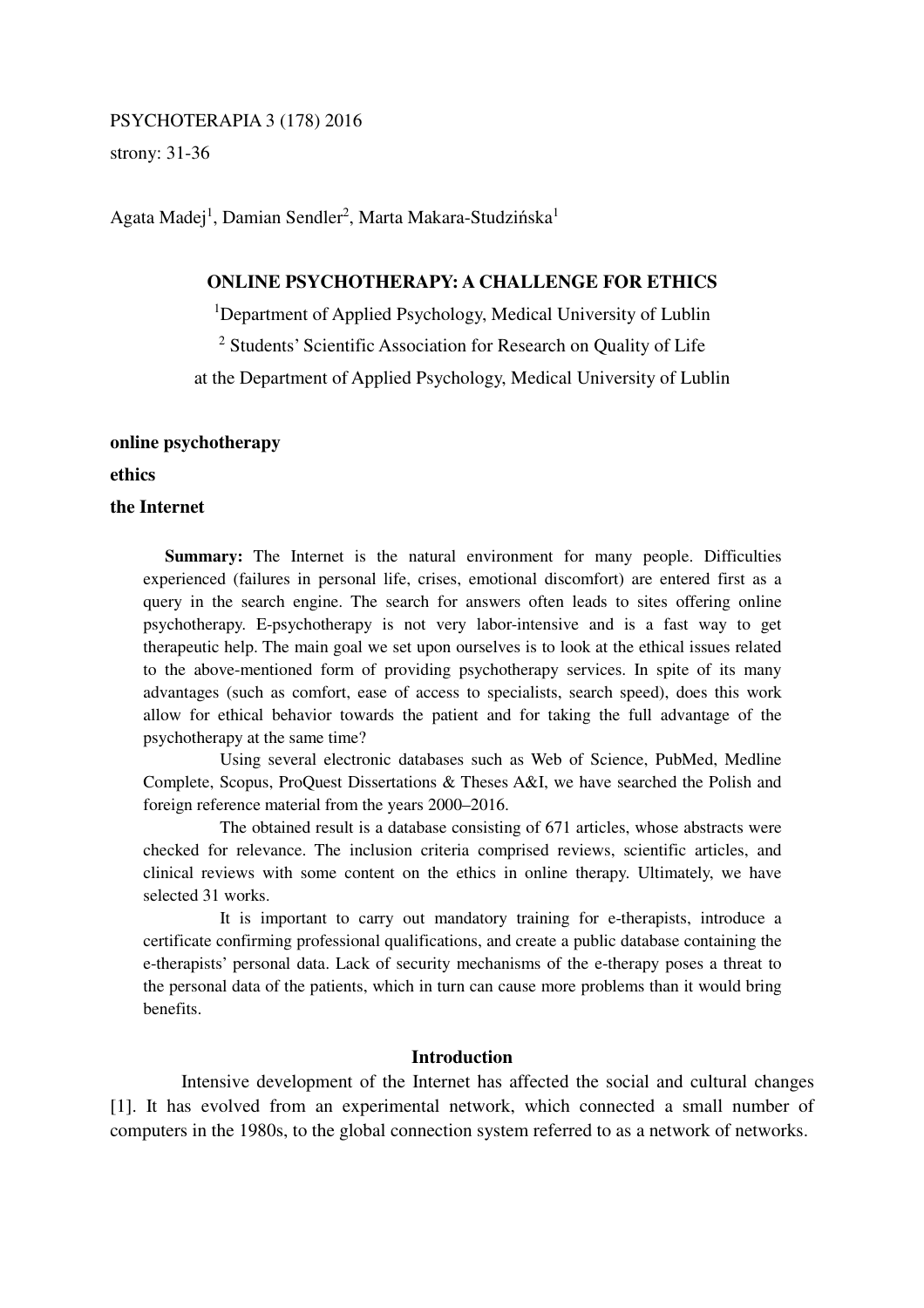Agata Madej[1], Damian Sendler[2], Marta Makara-Studzińska[1]

# ONLINE PSYCHOTHERAPY: A CHALLENGE FOR ETHICS

[1]Department of Applied Psychology, Medical University of Lublin

[2] Students' Scientific Association for Research on Quality of Life at the Department of Applied Psychology, Medical University of Lublin

**online psychotherapy**

**ethics**

**the Internet**

**Summary:** The Internet is the natural environment for many people. Difficulties experienced (failures in personal life, crises, emotional discomfort) are entered first as a query in the search engine. The search for answers often leads to sites offering online psychotherapy. E-psychotherapy is not very labor-intensive and is a fast way to get therapeutic help. The main goal we set upon ourselves is to look at the ethical issues related to the above-mentioned form of providing psychotherapy services. In spite of its many advantages (such as comfort, ease of access to specialists, search speed), does this work allow for ethical behavior towards the patient and for taking the full advantage of the psychotherapy at the same time?

Using several electronic databases such as Web of Science, PubMed, Medline Complete, Scopus, ProQuest Dissertations & Theses A&I, we have searched the Polish and foreign reference material from the years 2000–2016.

The obtained result is a database consisting of 671 articles, whose abstracts were checked for relevance. The inclusion criteria comprised reviews, scientific articles, and clinical reviews with some content on the ethics in online therapy. Ultimately, we have selected 31 works.

It is important to carry out mandatory training for e-therapists, introduce a certificate confirming professional qualifications, and create a public database containing the e-therapists' personal data. Lack of security mechanisms of the e-therapy poses a threat to the personal data of the patients, which in turn can cause more problems than it would bring benefits.

## Introduction

Intensive development of the Internet has affected the social and cultural changes [1]. It has evolved from an experimental network, which connected a small number of computers in the 1980s, to the global connection system referred to as a network of networks.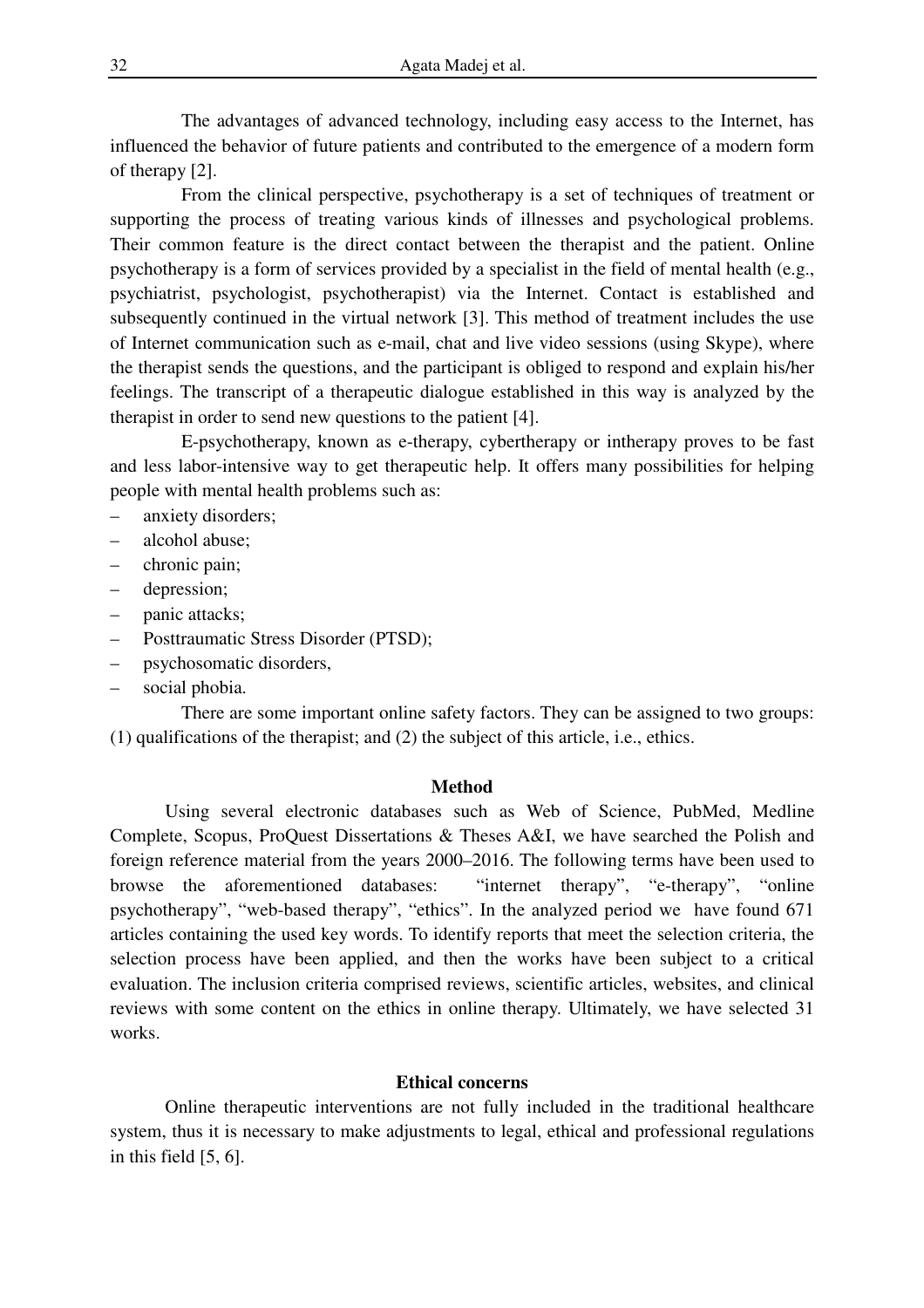The advantages of advanced technology, including easy access to the Internet, has influenced the behavior of future patients and contributed to the emergence of a modern form of therapy [2].

From the clinical perspective, psychotherapy is a set of techniques of treatment or supporting the process of treating various kinds of illnesses and psychological problems. Their common feature is the direct contact between the therapist and the patient. Online psychotherapy is a form of services provided by a specialist in the field of mental health (e.g., psychiatrist, psychologist, psychotherapist) via the Internet. Contact is established and subsequently continued in the virtual network [3]. This method of treatment includes the use of Internet communication such as e-mail, chat and live video sessions (using Skype), where the therapist sends the questions, and the participant is obliged to respond and explain his/her feelings. The transcript of a therapeutic dialogue established in this way is analyzed by the therapist in order to send new questions to the patient [4].

E-psychotherapy, known as e-therapy, cybertherapy or intherapy proves to be fast and less labor-intensive way to get therapeutic help. It offers many possibilities for helping people with mental health problems such as:

- anxiety disorders;
- alcohol abuse;
- chronic pain;
- depression;
- panic attacks;
- Posttraumatic Stress Disorder (PTSD);
- psychosomatic disorders,
- social phobia.

There are some important online safety factors. They can be assigned to two groups: (1) qualifications of the therapist; and (2) the subject of this article, i.e., ethics.

## Method

Using several electronic databases such as Web of Science, PubMed, Medline Complete, Scopus, ProQuest Dissertations & Theses A&I, we have searched the Polish and foreign reference material from the years 2000–2016. The following terms have been used to browse the aforementioned databases: "internet therapy", "e-therapy", "online psychotherapy", "web-based therapy", "ethics". In the analyzed period we have found 671 articles containing the used key words. To identify reports that meet the selection criteria, the selection process have been applied, and then the works have been subject to a critical evaluation. The inclusion criteria comprised reviews, scientific articles, websites, and clinical reviews with some content on the ethics in online therapy. Ultimately, we have selected 31 works.

## Ethical concerns

Online therapeutic interventions are not fully included in the traditional healthcare system, thus it is necessary to make adjustments to legal, ethical and professional regulations in this field [5, 6].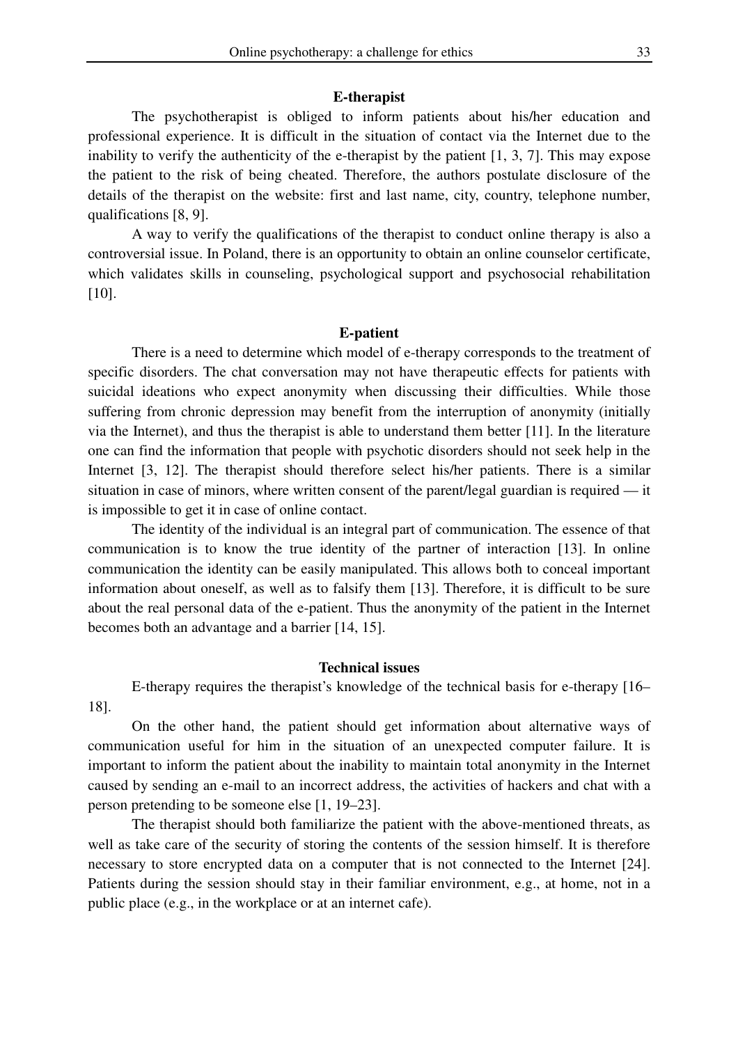## E-therapist

The psychotherapist is obliged to inform patients about his/her education and professional experience. It is difficult in the situation of contact via the Internet due to the inability to verify the authenticity of the e-therapist by the patient [1, 3, 7]. This may expose the patient to the risk of being cheated. Therefore, the authors postulate disclosure of the details of the therapist on the website: first and last name, city, country, telephone number, qualifications [8, 9].

A way to verify the qualifications of the therapist to conduct online therapy is also a controversial issue. In Poland, there is an opportunity to obtain an online counselor certificate, which validates skills in counseling, psychological support and psychosocial rehabilitation [10].

## E-patient

There is a need to determine which model of e-therapy corresponds to the treatment of specific disorders. The chat conversation may not have therapeutic effects for patients with suicidal ideations who expect anonymity when discussing their difficulties. While those suffering from chronic depression may benefit from the interruption of anonymity (initially via the Internet), and thus the therapist is able to understand them better [11]. In the literature one can find the information that people with psychotic disorders should not seek help in the Internet [3, 12]. The therapist should therefore select his/her patients. There is a similar situation in case of minors, where written consent of the parent/legal guardian is required — it is impossible to get it in case of online contact.

The identity of the individual is an integral part of communication. The essence of that communication is to know the true identity of the partner of interaction [13]. In online communication the identity can be easily manipulated. This allows both to conceal important information about oneself, as well as to falsify them [13]. Therefore, it is difficult to be sure about the real personal data of the e-patient. Thus the anonymity of the patient in the Internet becomes both an advantage and a barrier [14, 15].

## Technical issues

E-therapy requires the therapist's knowledge of the technical basis for e-therapy [16–18].

On the other hand, the patient should get information about alternative ways of communication useful for him in the situation of an unexpected computer failure. It is important to inform the patient about the inability to maintain total anonymity in the Internet caused by sending an e-mail to an incorrect address, the activities of hackers and chat with a person pretending to be someone else [1, 19–23].

The therapist should both familiarize the patient with the above-mentioned threats, as well as take care of the security of storing the contents of the session himself. It is therefore necessary to store encrypted data on a computer that is not connected to the Internet [24]. Patients during the session should stay in their familiar environment, e.g., at home, not in a public place (e.g., in the workplace or at an internet cafe).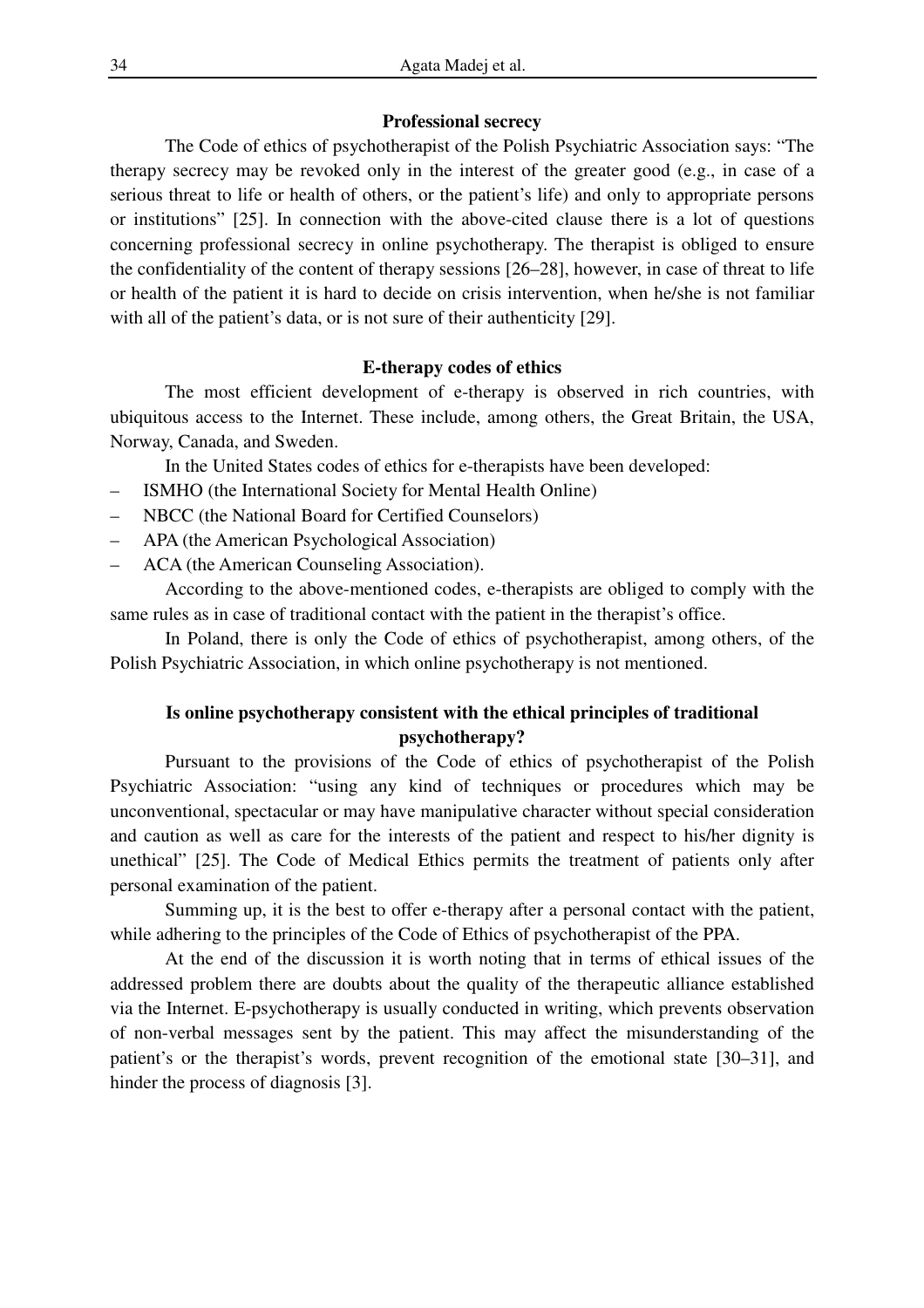## Professional secrecy

The Code of ethics of psychotherapist of the Polish Psychiatric Association says: "The therapy secrecy may be revoked only in the interest of the greater good (e.g., in case of a serious threat to life or health of others, or the patient's life) and only to appropriate persons or institutions" [25]. In connection with the above-cited clause there is a lot of questions concerning professional secrecy in online psychotherapy. The therapist is obliged to ensure the confidentiality of the content of therapy sessions [26–28], however, in case of threat to life or health of the patient it is hard to decide on crisis intervention, when he/she is not familiar with all of the patient's data, or is not sure of their authenticity [29].

## E-therapy codes of ethics

The most efficient development of e-therapy is observed in rich countries, with ubiquitous access to the Internet. These include, among others, the Great Britain, the USA, Norway, Canada, and Sweden.

In the United States codes of ethics for e-therapists have been developed:

- ISMHO (the International Society for Mental Health Online)
- NBCC (the National Board for Certified Counselors)
- APA (the American Psychological Association)
- ACA (the American Counseling Association).

According to the above-mentioned codes, e-therapists are obliged to comply with the same rules as in case of traditional contact with the patient in the therapist's office.

In Poland, there is only the Code of ethics of psychotherapist, among others, of the Polish Psychiatric Association, in which online psychotherapy is not mentioned.

## Is online psychotherapy consistent with the ethical principles of traditional psychotherapy?

Pursuant to the provisions of the Code of ethics of psychotherapist of the Polish Psychiatric Association: "using any kind of techniques or procedures which may be unconventional, spectacular or may have manipulative character without special consideration and caution as well as care for the interests of the patient and respect to his/her dignity is unethical" [25]. The Code of Medical Ethics permits the treatment of patients only after personal examination of the patient.

Summing up, it is the best to offer e-therapy after a personal contact with the patient, while adhering to the principles of the Code of Ethics of psychotherapist of the PPA.

At the end of the discussion it is worth noting that in terms of ethical issues of the addressed problem there are doubts about the quality of the therapeutic alliance established via the Internet. E-psychotherapy is usually conducted in writing, which prevents observation of non-verbal messages sent by the patient. This may affect the misunderstanding of the patient's or the therapist's words, prevent recognition of the emotional state [30–31], and hinder the process of diagnosis [3].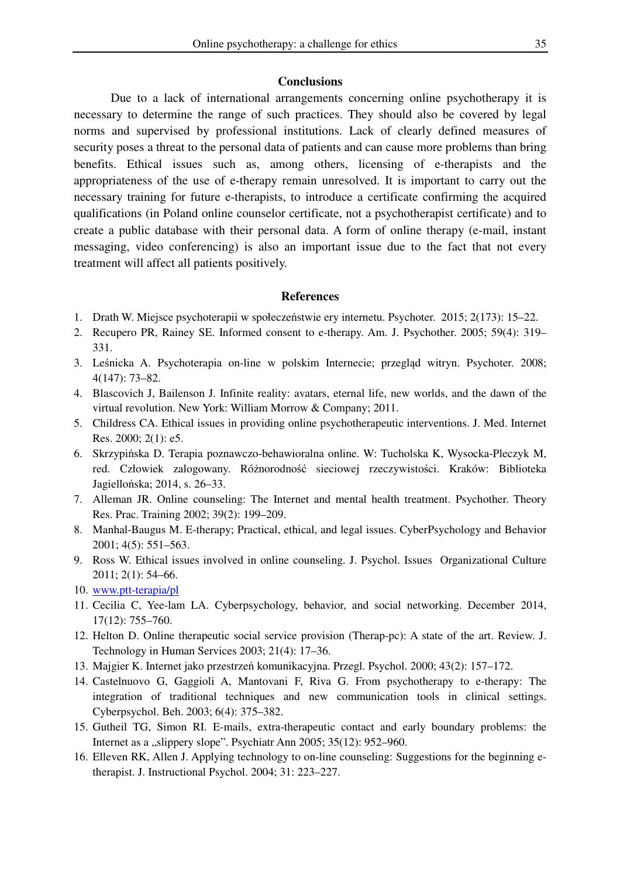## Conclusions

Due to a lack of international arrangements concerning online psychotherapy it is necessary to determine the range of such practices. They should also be covered by legal norms and supervised by professional institutions. Lack of clearly defined measures of security poses a threat to the personal data of patients and can cause more problems than bring benefits. Ethical issues such as, among others, licensing of e-therapists and the appropriateness of the use of e-therapy remain unresolved. It is important to carry out the necessary training for future e-therapists, to introduce a certificate confirming the acquired qualifications (in Poland online counselor certificate, not a psychotherapist certificate) and to create a public database with their personal data. A form of online therapy (e-mail, instant messaging, video conferencing) is also an important issue due to the fact that not every treatment will affect all patients positively.

## References

1. Drath W. Miejsce psychoterapii w społeczeństwie ery internetu. Psychoter. 2015; 2(173): 15–22.
2. Recupero PR, Rainey SE. Informed consent to e-therapy. Am. J. Psychother. 2005; 59(4): 319–331.
3. Leśnicka A. Psychoterapia on-line w polskim Internecie; przegląd witryn. Psychoter. 2008; 4(147): 73–82.
4. Blascovich J, Bailenson J. Infinite reality: avatars, eternal life, new worlds, and the dawn of the virtual revolution. New York: William Morrow & Company; 2011.
5. Childress CA. Ethical issues in providing online psychotherapeutic interventions. J. Med. Internet Res. 2000; 2(1): e5.
6. Skrzypińska D. Terapia poznawczo-behawioralna online. W: Tucholska K, Wysocka-Pleczyk M, red. Człowiek zalogowany. Różnorodność sieciowej rzeczywistości. Kraków: Biblioteka Jagiellońska; 2014, s. 26–33.
7. Alleman JR. Online counseling: The Internet and mental health treatment. Psychother. Theory Res. Prac. Training 2002; 39(2): 199–209.
8. Manhal-Baugus M. E-therapy; Practical, ethical, and legal issues. CyberPsychology and Behavior 2001; 4(5): 551–563.
9. Ross W. Ethical issues involved in online counseling. J. Psychol. Issues Organizational Culture 2011; 2(1): 54–66.
10. www.ptt-terapia/pl
11. Cecilia C, Yee-lam LA. Cyberpsychology, behavior, and social networking. December 2014, 17(12): 755–760.
12. Helton D. Online therapeutic social service provision (Therap-pc): A state of the art. Review. J. Technology in Human Services 2003; 21(4): 17–36.
13. Majgier K. Internet jako przestrzeń komunikacyjna. Przegl. Psychol. 2000; 43(2): 157–172.
14. Castelnuovo G, Gaggioli A, Mantovani F, Riva G. From psychotherapy to e-therapy: The integration of traditional techniques and new communication tools in clinical settings. Cyberpsychol. Beh. 2003; 6(4): 375–382.
15. Gutheil TG, Simon RI. E-mails, extra-therapeutic contact and early boundary problems: the Internet as a „slippery slope". Psychiatr Ann 2005; 35(12): 952–960.
16. Elleven RK, Allen J. Applying technology to on-line counseling: Suggestions for the beginning e-therapist. J. Instructional Psychol. 2004; 31: 223–227.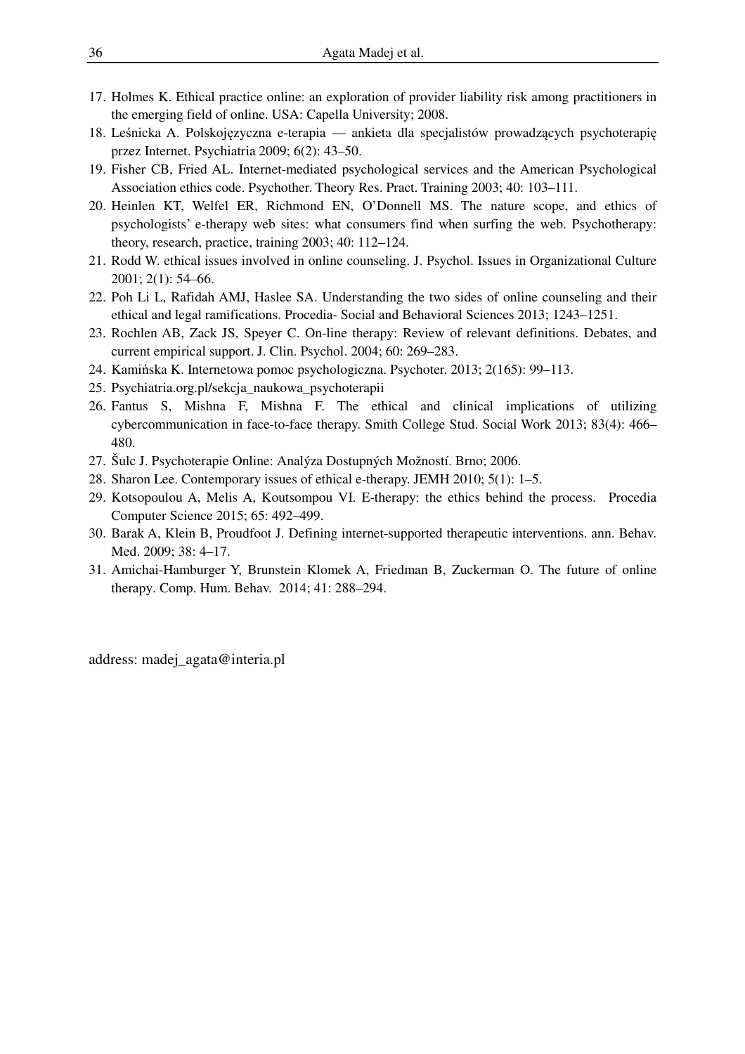17. Holmes K. Ethical practice online: an exploration of provider liability risk among practitioners in the emerging field of online. USA: Capella University; 2008.
18. Leśnicka A. Polskojęzyczna e-terapia — ankieta dla specjalistów prowadzących psychoterapię przez Internet. Psychiatria 2009; 6(2): 43–50.
19. Fisher CB, Fried AL. Internet-mediated psychological services and the American Psychological Association ethics code. Psychother. Theory Res. Pract. Training 2003; 40: 103–111.
20. Heinlen KT, Welfel ER, Richmond EN, O'Donnell MS. The nature scope, and ethics of psychologists' e-therapy web sites: what consumers find when surfing the web. Psychotherapy: theory, research, practice, training 2003; 40: 112–124.
21. Rodd W. ethical issues involved in online counseling. J. Psychol. Issues in Organizational Culture 2001; 2(1): 54–66.
22. Poh Li L, Rafidah AMJ, Haslee SA. Understanding the two sides of online counseling and their ethical and legal ramifications. Procedia- Social and Behavioral Sciences 2013; 1243–1251.
23. Rochlen AB, Zack JS, Speyer C. On-line therapy: Review of relevant definitions. Debates, and current empirical support. J. Clin. Psychol. 2004; 60: 269–283.
24. Kamińska K. Internetowa pomoc psychologiczna. Psychoter. 2013; 2(165): 99–113.
25. Psychiatria.org.pl/sekcja_naukowa_psychoterapii
26. Fantus S, Mishna F, Mishna F. The ethical and clinical implications of utilizing cybercommunication in face-to-face therapy. Smith College Stud. Social Work 2013; 83(4): 466–480.
27. Šulc J. Psychoterapie Online: Analýza Dostupných Možností. Brno; 2006.
28. Sharon Lee. Contemporary issues of ethical e-therapy. JEMH 2010; 5(1): 1–5.
29. Kotsopoulou A, Melis A, Koutsompou VI. E-therapy: the ethics behind the process. Procedia Computer Science 2015; 65: 492–499.
30. Barak A, Klein B, Proudfoot J. Defining internet-supported therapeutic interventions. ann. Behav. Med. 2009; 38: 4–17.
31. Amichai-Hamburger Y, Brunstein Klomek A, Friedman B, Zuckerman O. The future of online therapy. Comp. Hum. Behav. 2014; 41: 288–294.

address: madej_agata@interia.pl